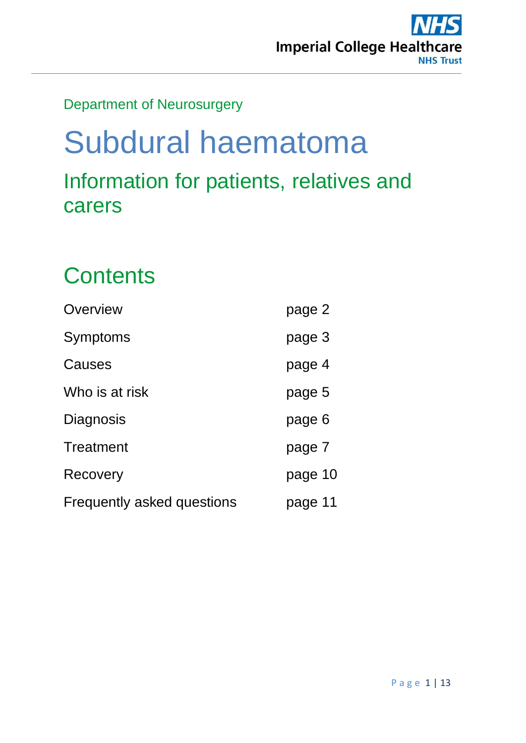Department of Neurosurgery

# Subdural haematoma

## Information for patients, relatives and carers

## Contents

| | |
|---|---|
| Overview | page 2 |
| Symptoms | page 3 |
| Causes | page 4 |
| Who is at risk | page 5 |
| Diagnosis | page 6 |
| Treatment | page 7 |
| Recovery | page 10 |
| Frequently asked questions | page 11 |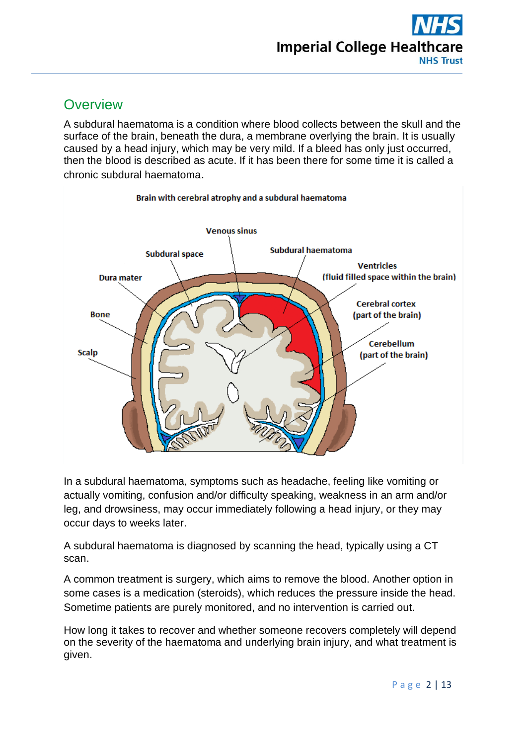## Overview

A subdural haematoma is a condition where blood collects between the skull and the surface of the brain, beneath the dura, a membrane overlying the brain. It is usually caused by a head injury, which may be very mild. If a bleed has only just occurred, then the blood is described as acute. If it has been there for some time it is called a chronic subdural haematoma.

Brain with cerebral atrophy and a subdural haematoma

Venous sinus

Subdural space

Subdural haematoma

Ventricles (fluid filled space within the brain)

Dura mater

Cerebral cortex (part of the brain)

Bone

Cerebellum (part of the brain)

Scalp

In a subdural haematoma, symptoms such as headache, feeling like vomiting or actually vomiting, confusion and/or difficulty speaking, weakness in an arm and/or leg, and drowsiness, may occur immediately following a head injury, or they may occur days to weeks later.

A subdural haematoma is diagnosed by scanning the head, typically using a CT scan.

A common treatment is surgery, which aims to remove the blood. Another option in some cases is a medication (steroids), which reduces the pressure inside the head. Sometime patients are purely monitored, and no intervention is carried out.

How long it takes to recover and whether someone recovers completely will depend on the severity of the haematoma and underlying brain injury, and what treatment is given.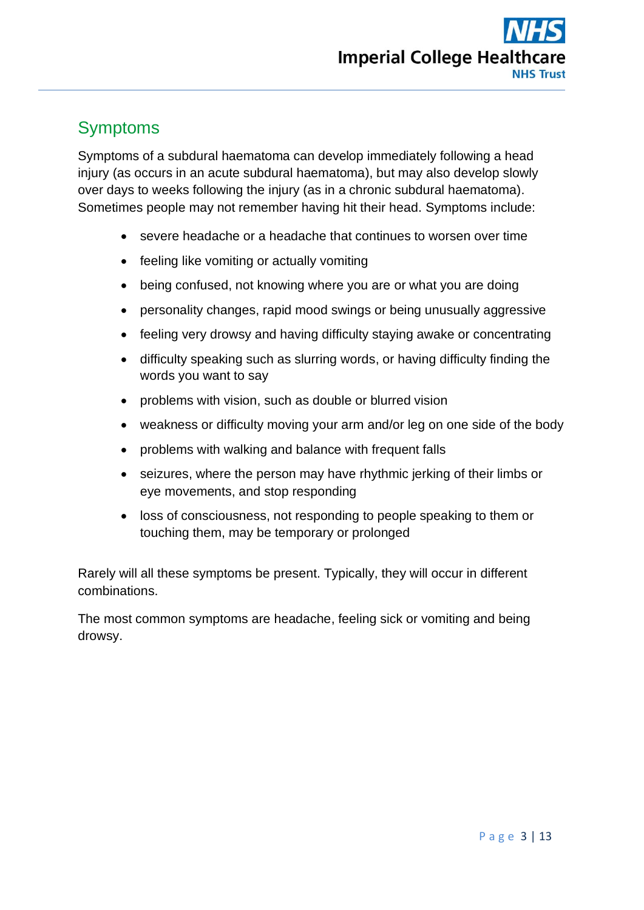## Symptoms

Symptoms of a subdural haematoma can develop immediately following a head injury (as occurs in an acute subdural haematoma), but may also develop slowly over days to weeks following the injury (as in a chronic subdural haematoma). Sometimes people may not remember having hit their head. Symptoms include:

- severe headache or a headache that continues to worsen over time
- feeling like vomiting or actually vomiting
- being confused, not knowing where you are or what you are doing
- personality changes, rapid mood swings or being unusually aggressive
- feeling very drowsy and having difficulty staying awake or concentrating
- difficulty speaking such as slurring words, or having difficulty finding the words you want to say
- problems with vision, such as double or blurred vision
- weakness or difficulty moving your arm and/or leg on one side of the body
- problems with walking and balance with frequent falls
- seizures, where the person may have rhythmic jerking of their limbs or eye movements, and stop responding
- loss of consciousness, not responding to people speaking to them or touching them, may be temporary or prolonged

Rarely will all these symptoms be present. Typically, they will occur in different combinations.

The most common symptoms are headache, feeling sick or vomiting and being drowsy.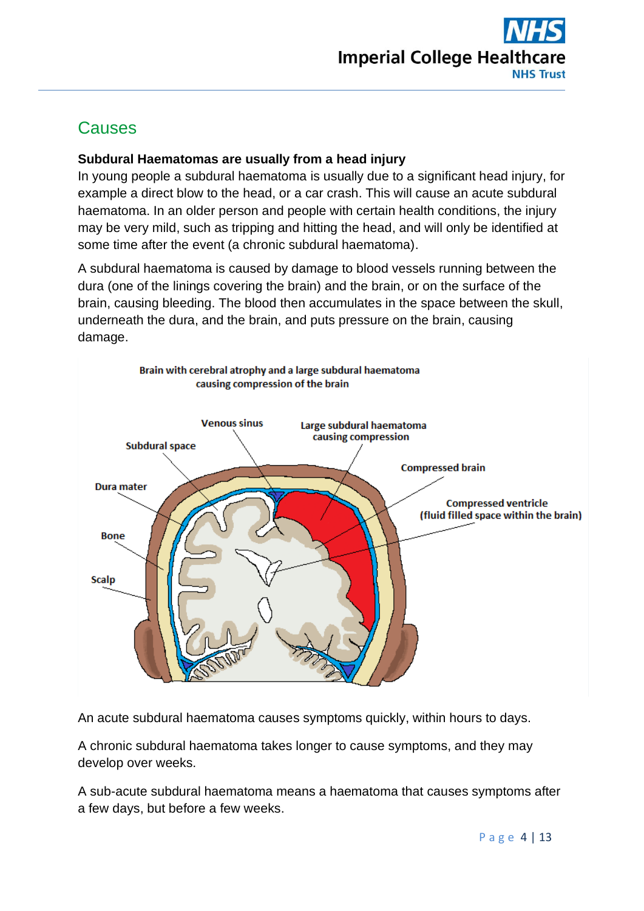## Causes

**Subdural Haematomas are usually from a head injury**

In young people a subdural haematoma is usually due to a significant head injury, for example a direct blow to the head, or a car crash. This will cause an acute subdural haematoma. In an older person and people with certain health conditions, the injury may be very mild, such as tripping and hitting the head, and will only be identified at some time after the event (a chronic subdural haematoma).

A subdural haematoma is caused by damage to blood vessels running between the dura (one of the linings covering the brain) and the brain, or on the surface of the brain, causing bleeding. The blood then accumulates in the space between the skull, underneath the dura, and the brain, and puts pressure on the brain, causing damage.

Brain with cerebral atrophy and a large subdural haematoma causing compression of the brain

Venous sinus; Large subdural haematoma causing compression; Subdural space; Compressed brain; Dura mater; Compressed ventricle (fluid filled space within the brain); Bone; Scalp

An acute subdural haematoma causes symptoms quickly, within hours to days.

A chronic subdural haematoma takes longer to cause symptoms, and they may develop over weeks.

A sub-acute subdural haematoma means a haematoma that causes symptoms after a few days, but before a few weeks.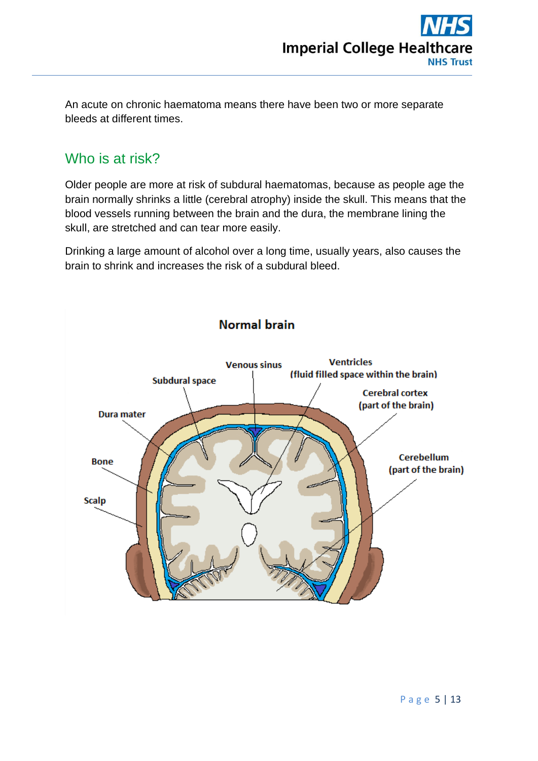An acute on chronic haematoma means there have been two or more separate bleeds at different times.

## Who is at risk?

Older people are more at risk of subdural haematomas, because as people age the brain normally shrinks a little (cerebral atrophy) inside the skull. This means that the blood vessels running between the brain and the dura, the membrane lining the skull, are stretched and can tear more easily.

Drinking a large amount of alcohol over a long time, usually years, also causes the brain to shrink and increases the risk of a subdural bleed.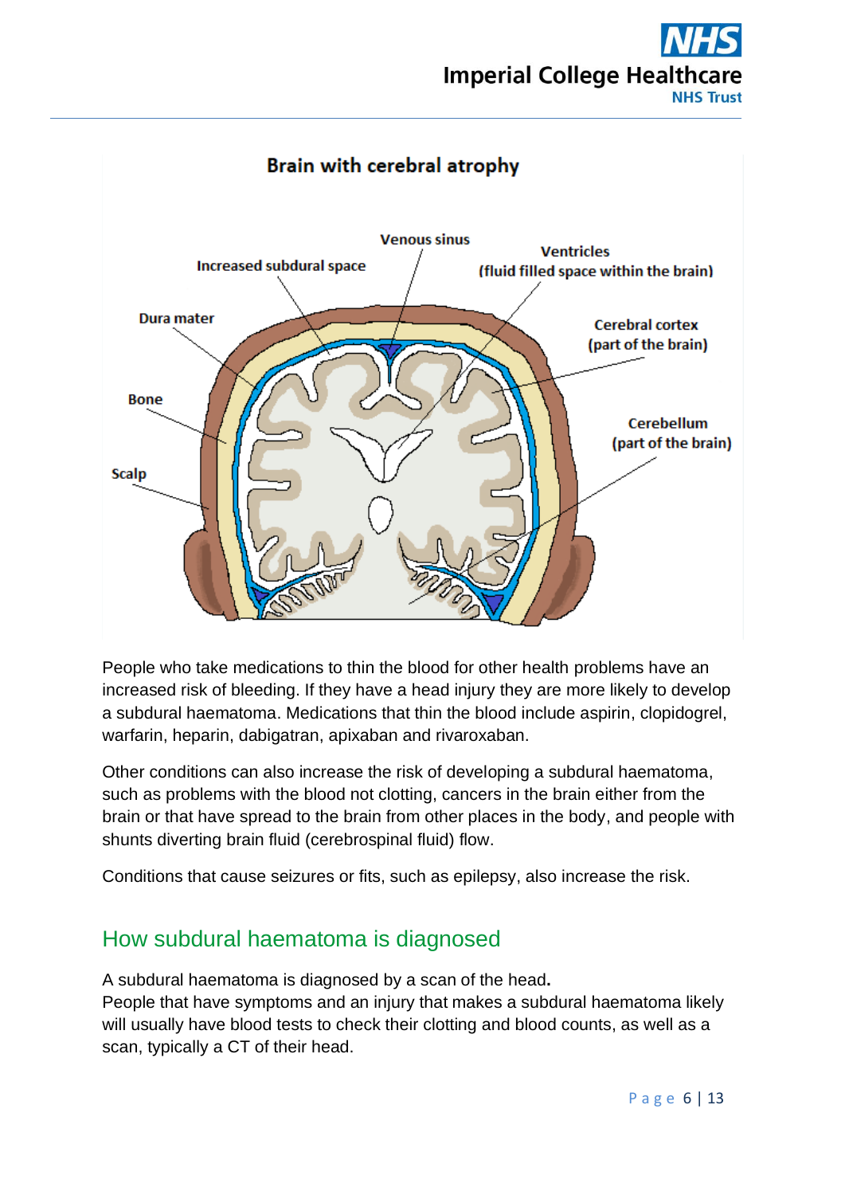People who take medications to thin the blood for other health problems have an increased risk of bleeding. If they have a head injury they are more likely to develop a subdural haematoma. Medications that thin the blood include aspirin, clopidogrel, warfarin, heparin, dabigatran, apixaban and rivaroxaban.

Other conditions can also increase the risk of developing a subdural haematoma, such as problems with the blood not clotting, cancers in the brain either from the brain or that have spread to the brain from other places in the body, and people with shunts diverting brain fluid (cerebrospinal fluid) flow.

Conditions that cause seizures or fits, such as epilepsy, also increase the risk.

## How subdural haematoma is diagnosed

A subdural haematoma is diagnosed by a scan of the head**.**
People that have symptoms and an injury that makes a subdural haematoma likely will usually have blood tests to check their clotting and blood counts, as well as a scan, typically a CT of their head.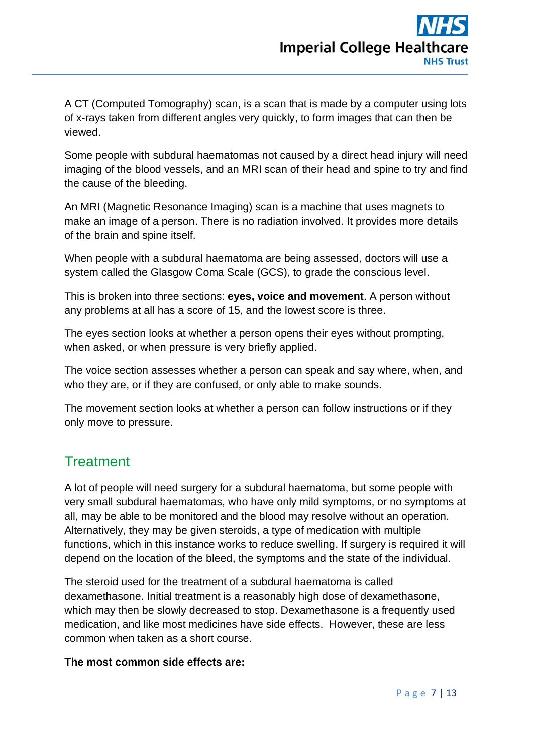A CT (Computed Tomography) scan, is a scan that is made by a computer using lots of x-rays taken from different angles very quickly, to form images that can then be viewed.

Some people with subdural haematomas not caused by a direct head injury will need imaging of the blood vessels, and an MRI scan of their head and spine to try and find the cause of the bleeding.

An MRI (Magnetic Resonance Imaging) scan is a machine that uses magnets to make an image of a person. There is no radiation involved. It provides more details of the brain and spine itself.

When people with a subdural haematoma are being assessed, doctors will use a system called the Glasgow Coma Scale (GCS), to grade the conscious level.

This is broken into three sections: **eyes, voice and movement**. A person without any problems at all has a score of 15, and the lowest score is three.

The eyes section looks at whether a person opens their eyes without prompting, when asked, or when pressure is very briefly applied.

The voice section assesses whether a person can speak and say where, when, and who they are, or if they are confused, or only able to make sounds.

The movement section looks at whether a person can follow instructions or if they only move to pressure.

## Treatment

A lot of people will need surgery for a subdural haematoma, but some people with very small subdural haematomas, who have only mild symptoms, or no symptoms at all, may be able to be monitored and the blood may resolve without an operation. Alternatively, they may be given steroids, a type of medication with multiple functions, which in this instance works to reduce swelling. If surgery is required it will depend on the location of the bleed, the symptoms and the state of the individual.

The steroid used for the treatment of a subdural haematoma is called dexamethasone. Initial treatment is a reasonably high dose of dexamethasone, which may then be slowly decreased to stop. Dexamethasone is a frequently used medication, and like most medicines have side effects. However, these are less common when taken as a short course.

**The most common side effects are:**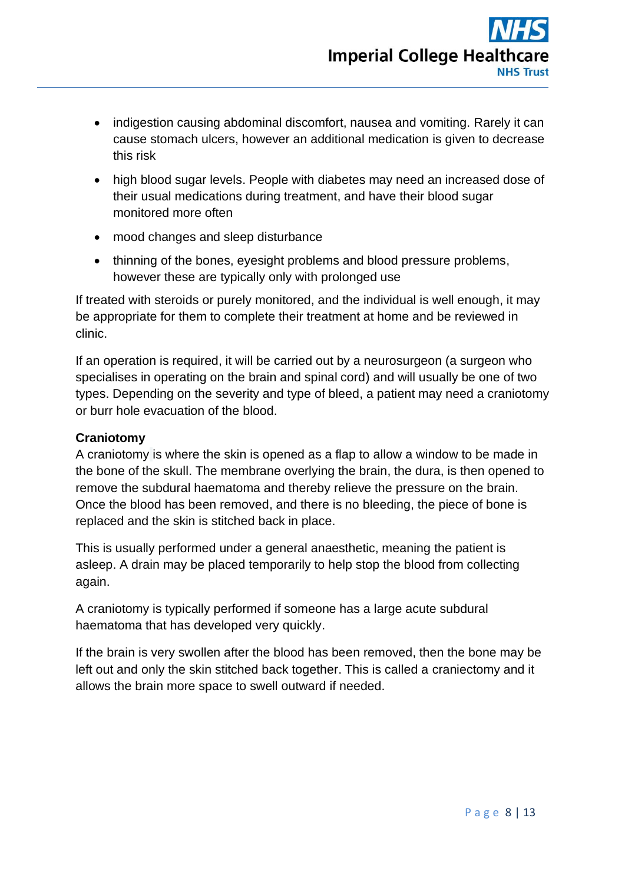- indigestion causing abdominal discomfort, nausea and vomiting. Rarely it can cause stomach ulcers, however an additional medication is given to decrease this risk
- high blood sugar levels. People with diabetes may need an increased dose of their usual medications during treatment, and have their blood sugar monitored more often
- mood changes and sleep disturbance
- thinning of the bones, eyesight problems and blood pressure problems, however these are typically only with prolonged use

If treated with steroids or purely monitored, and the individual is well enough, it may be appropriate for them to complete their treatment at home and be reviewed in clinic.

If an operation is required, it will be carried out by a neurosurgeon (a surgeon who specialises in operating on the brain and spinal cord) and will usually be one of two types. Depending on the severity and type of bleed, a patient may need a craniotomy or burr hole evacuation of the blood.

**Craniotomy**

A craniotomy is where the skin is opened as a flap to allow a window to be made in the bone of the skull. The membrane overlying the brain, the dura, is then opened to remove the subdural haematoma and thereby relieve the pressure on the brain. Once the blood has been removed, and there is no bleeding, the piece of bone is replaced and the skin is stitched back in place.

This is usually performed under a general anaesthetic, meaning the patient is asleep. A drain may be placed temporarily to help stop the blood from collecting again.

A craniotomy is typically performed if someone has a large acute subdural haematoma that has developed very quickly.

If the brain is very swollen after the blood has been removed, then the bone may be left out and only the skin stitched back together. This is called a craniectomy and it allows the brain more space to swell outward if needed.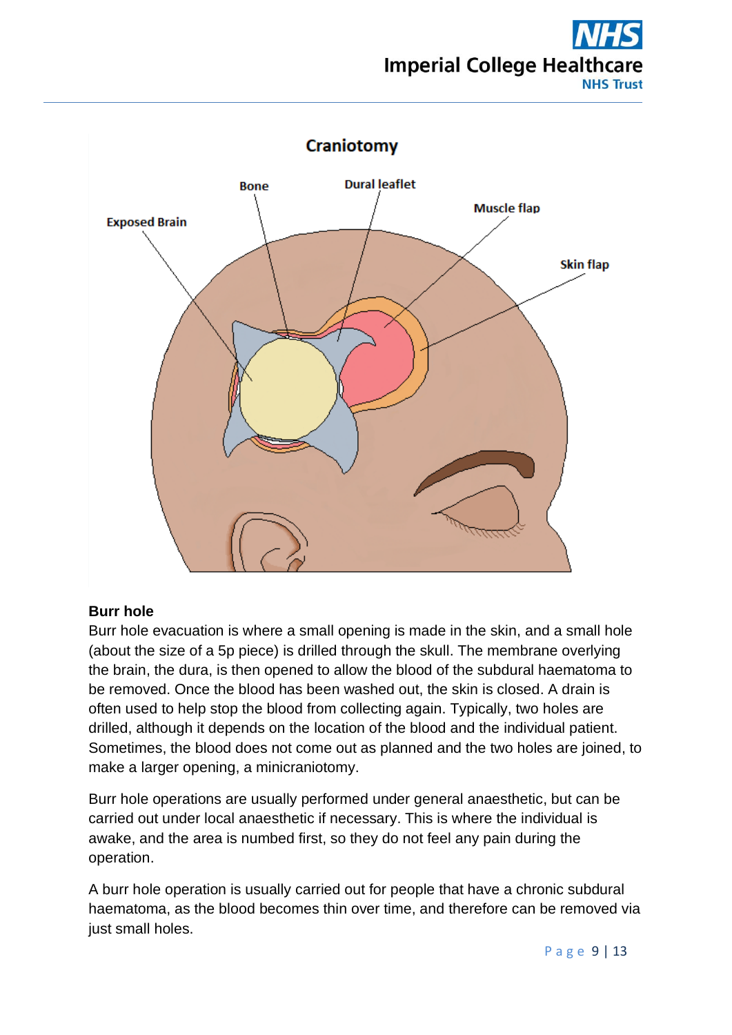Craniotomy

Exposed Brain

Bone

Dural leaflet

Muscle flap

Skin flap

**Burr hole**

Burr hole evacuation is where a small opening is made in the skin, and a small hole (about the size of a 5p piece) is drilled through the skull. The membrane overlying the brain, the dura, is then opened to allow the blood of the subdural haematoma to be removed. Once the blood has been washed out, the skin is closed. A drain is often used to help stop the blood from collecting again. Typically, two holes are drilled, although it depends on the location of the blood and the individual patient. Sometimes, the blood does not come out as planned and the two holes are joined, to make a larger opening, a minicraniotomy.

Burr hole operations are usually performed under general anaesthetic, but can be carried out under local anaesthetic if necessary. This is where the individual is awake, and the area is numbed first, so they do not feel any pain during the operation.

A burr hole operation is usually carried out for people that have a chronic subdural haematoma, as the blood becomes thin over time, and therefore can be removed via just small holes.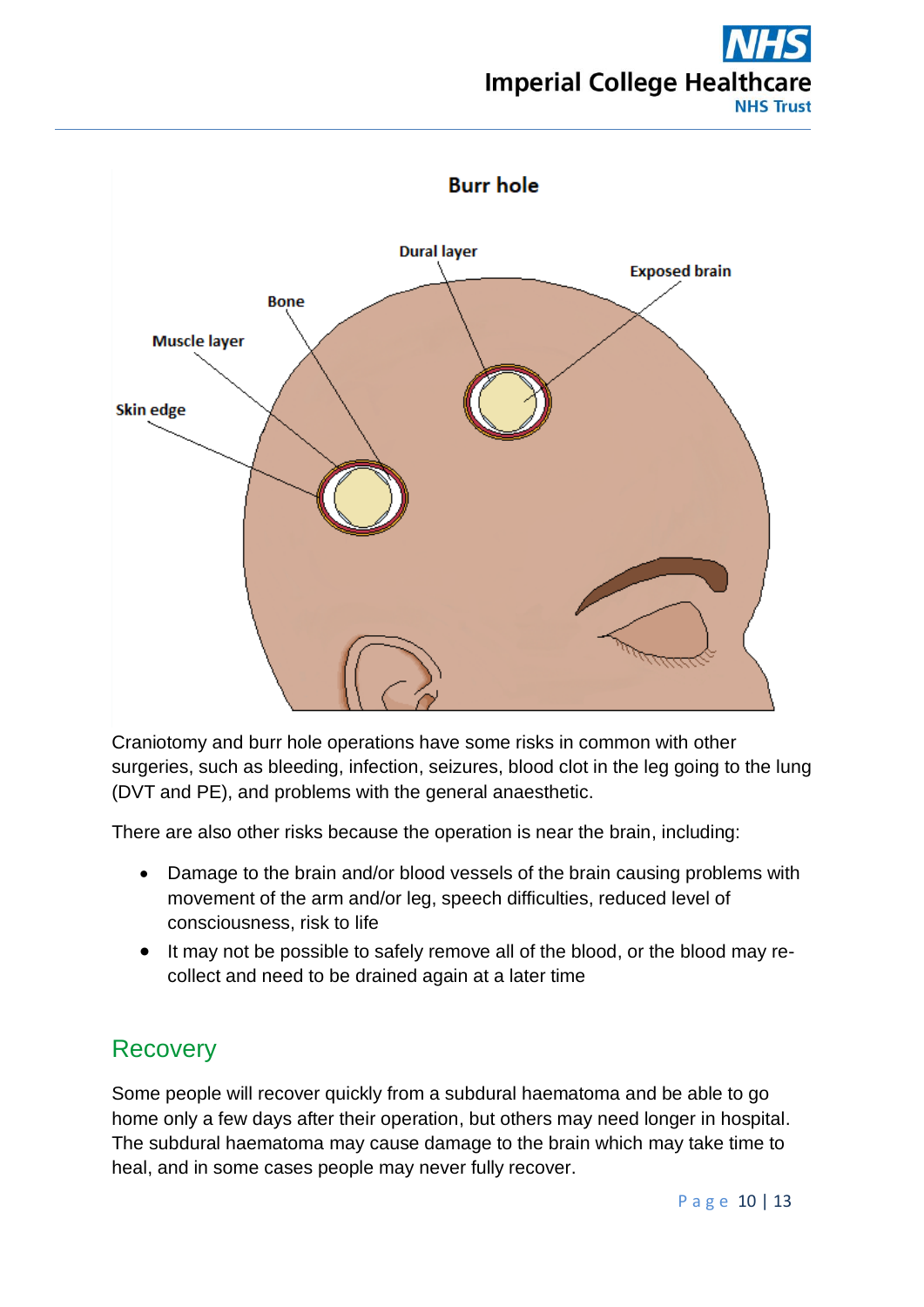Burr hole

Dural layer

Exposed brain

Bone

Muscle layer

Skin edge

Craniotomy and burr hole operations have some risks in common with other surgeries, such as bleeding, infection, seizures, blood clot in the leg going to the lung (DVT and PE), and problems with the general anaesthetic.

There are also other risks because the operation is near the brain, including:

- Damage to the brain and/or blood vessels of the brain causing problems with movement of the arm and/or leg, speech difficulties, reduced level of consciousness, risk to life
- It may not be possible to safely remove all of the blood, or the blood may re-collect and need to be drained again at a later time

## Recovery

Some people will recover quickly from a subdural haematoma and be able to go home only a few days after their operation, but others may need longer in hospital. The subdural haematoma may cause damage to the brain which may take time to heal, and in some cases people may never fully recover.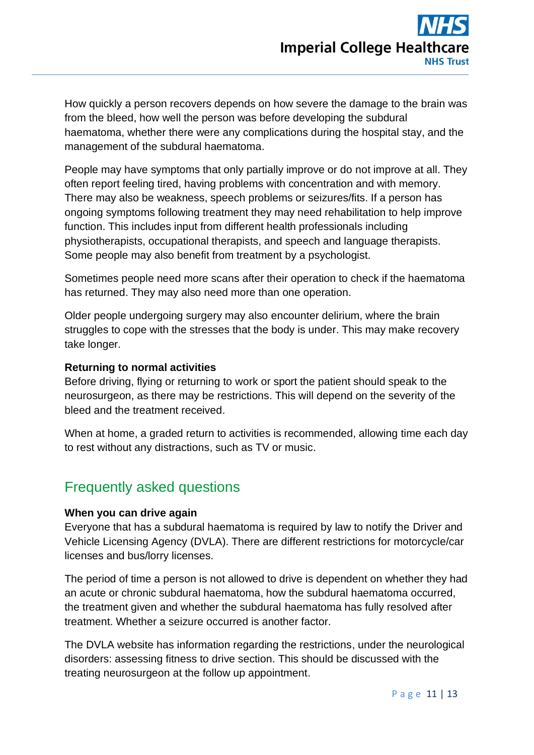How quickly a person recovers depends on how severe the damage to the brain was from the bleed, how well the person was before developing the subdural haematoma, whether there were any complications during the hospital stay, and the management of the subdural haematoma.

People may have symptoms that only partially improve or do not improve at all. They often report feeling tired, having problems with concentration and with memory. There may also be weakness, speech problems or seizures/fits. If a person has ongoing symptoms following treatment they may need rehabilitation to help improve function. This includes input from different health professionals including physiotherapists, occupational therapists, and speech and language therapists. Some people may also benefit from treatment by a psychologist.

Sometimes people need more scans after their operation to check if the haematoma has returned. They may also need more than one operation.

Older people undergoing surgery may also encounter delirium, where the brain struggles to cope with the stresses that the body is under. This may make recovery take longer.

**Returning to normal activities**
Before driving, flying or returning to work or sport the patient should speak to the neurosurgeon, as there may be restrictions. This will depend on the severity of the bleed and the treatment received.

When at home, a graded return to activities is recommended, allowing time each day to rest without any distractions, such as TV or music.

## Frequently asked questions

**When you can drive again**
Everyone that has a subdural haematoma is required by law to notify the Driver and Vehicle Licensing Agency (DVLA). There are different restrictions for motorcycle/car licenses and bus/lorry licenses.

The period of time a person is not allowed to drive is dependent on whether they had an acute or chronic subdural haematoma, how the subdural haematoma occurred, the treatment given and whether the subdural haematoma has fully resolved after treatment. Whether a seizure occurred is another factor.

The DVLA website has information regarding the restrictions, under the neurological disorders: assessing fitness to drive section. This should be discussed with the treating neurosurgeon at the follow up appointment.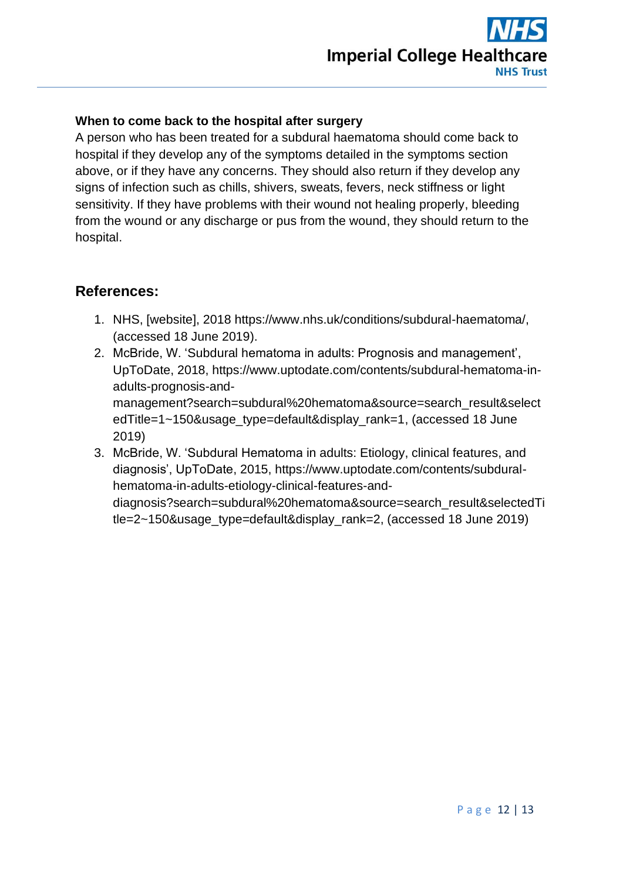### When to come back to the hospital after surgery

A person who has been treated for a subdural haematoma should come back to hospital if they develop any of the symptoms detailed in the symptoms section above, or if they have any concerns. They should also return if they develop any signs of infection such as chills, shivers, sweats, fevers, neck stiffness or light sensitivity. If they have problems with their wound not healing properly, bleeding from the wound or any discharge or pus from the wound, they should return to the hospital.

## References:

1. NHS, [website], 2018 https://www.nhs.uk/conditions/subdural-haematoma/, (accessed 18 June 2019).
2. McBride, W. 'Subdural hematoma in adults: Prognosis and management', UpToDate, 2018, https://www.uptodate.com/contents/subdural-hematoma-in-adults-prognosis-and-management?search=subdural%20hematoma&source=search_result&selectedTitle=1~150&usage_type=default&display_rank=1, (accessed 18 June 2019)
3. McBride, W. 'Subdural Hematoma in adults: Etiology, clinical features, and diagnosis', UpToDate, 2015, https://www.uptodate.com/contents/subdural-hematoma-in-adults-etiology-clinical-features-and-diagnosis?search=subdural%20hematoma&source=search_result&selectedTitle=2~150&usage_type=default&display_rank=2, (accessed 18 June 2019)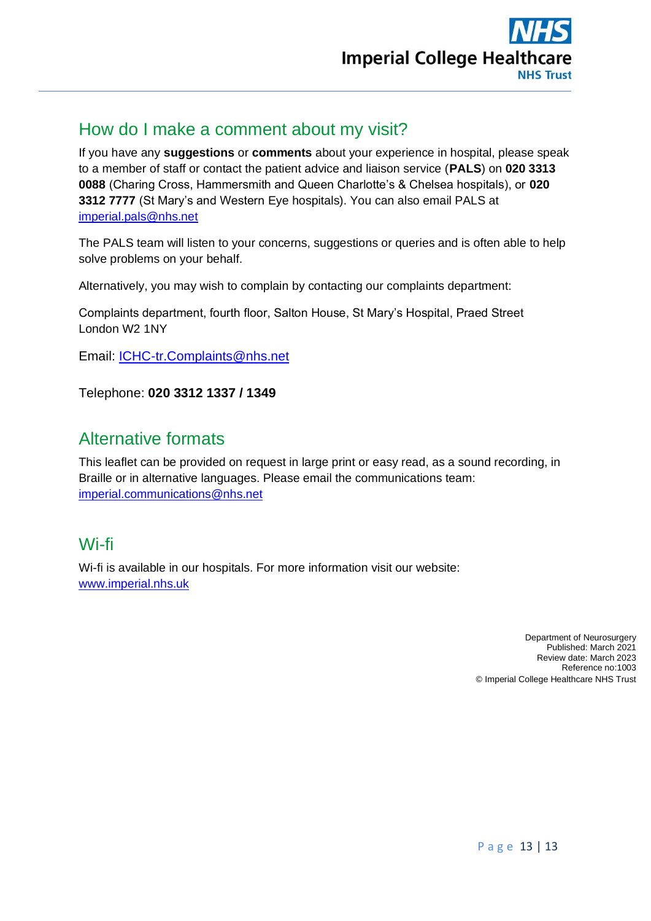## How do I make a comment about my visit?

If you have any **suggestions** or **comments** about your experience in hospital, please speak to a member of staff or contact the patient advice and liaison service (**PALS**) on **020 3313 0088** (Charing Cross, Hammersmith and Queen Charlotte's & Chelsea hospitals), or **020 3312 7777** (St Mary's and Western Eye hospitals). You can also email PALS at imperial.pals@nhs.net

The PALS team will listen to your concerns, suggestions or queries and is often able to help solve problems on your behalf.

Alternatively, you may wish to complain by contacting our complaints department:

Complaints department, fourth floor, Salton House, St Mary's Hospital, Praed Street London W2 1NY

Email: ICHC-tr.Complaints@nhs.net

Telephone: **020 3312 1337 / 1349**

## Alternative formats

This leaflet can be provided on request in large print or easy read, as a sound recording, in Braille or in alternative languages. Please email the communications team: imperial.communications@nhs.net

## Wi-fi

Wi-fi is available in our hospitals. For more information visit our website: www.imperial.nhs.uk

Department of Neurosurgery
Published: March 2021
Review date: March 2023
Reference no:1003
© Imperial College Healthcare NHS Trust